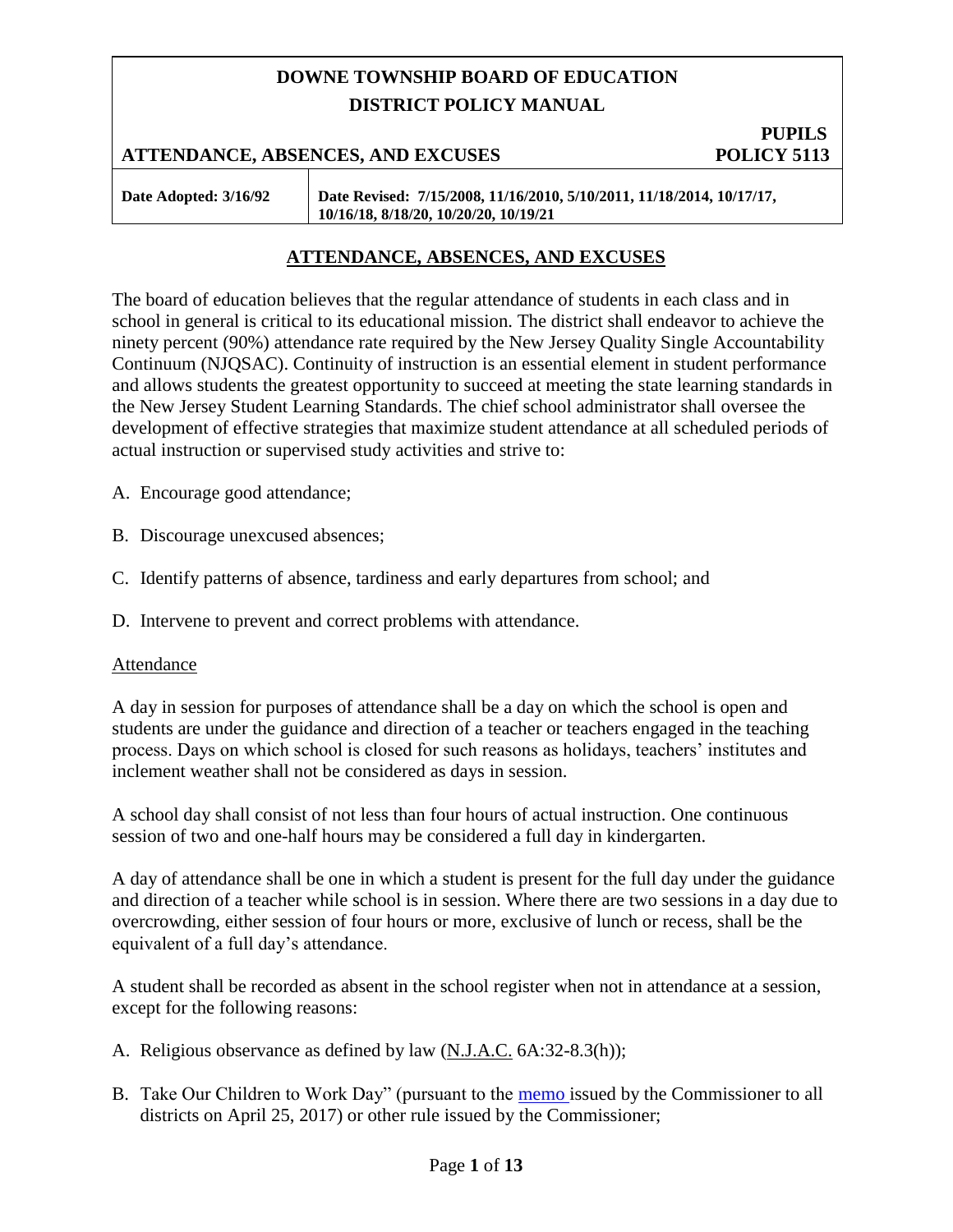**DOWNE TOWNSHIP BOARD OF EDUCATION**
**DISTRICT POLICY MANUAL**

**ATTENDANCE, ABSENCES, AND EXCUSES** — **PUPILS POLICY 5113**

| Date Adopted: 3/16/92 | Date Revised: 7/15/2008, 11/16/2010, 5/10/2011, 11/18/2014, 10/17/17, 10/16/18, 8/18/20, 10/20/20, 10/19/21 |
|---|---|

# ATTENDANCE, ABSENCES, AND EXCUSES

The board of education believes that the regular attendance of students in each class and in school in general is critical to its educational mission. The district shall endeavor to achieve the ninety percent (90%) attendance rate required by the New Jersey Quality Single Accountability Continuum (NJQSAC). Continuity of instruction is an essential element in student performance and allows students the greatest opportunity to succeed at meeting the state learning standards in the New Jersey Student Learning Standards. The chief school administrator shall oversee the development of effective strategies that maximize student attendance at all scheduled periods of actual instruction or supervised study activities and strive to:

A. Encourage good attendance;

B. Discourage unexcused absences;

C. Identify patterns of absence, tardiness and early departures from school; and

D. Intervene to prevent and correct problems with attendance.

## Attendance

A day in session for purposes of attendance shall be a day on which the school is open and students are under the guidance and direction of a teacher or teachers engaged in the teaching process. Days on which school is closed for such reasons as holidays, teachers' institutes and inclement weather shall not be considered as days in session.

A school day shall consist of not less than four hours of actual instruction. One continuous session of two and one-half hours may be considered a full day in kindergarten.

A day of attendance shall be one in which a student is present for the full day under the guidance and direction of a teacher while school is in session. Where there are two sessions in a day due to overcrowding, either session of four hours or more, exclusive of lunch or recess, shall be the equivalent of a full day's attendance.

A student shall be recorded as absent in the school register when not in attendance at a session, except for the following reasons:

A. Religious observance as defined by law (N.J.A.C. 6A:32-8.3(h));

B. Take Our Children to Work Day" (pursuant to the memo issued by the Commissioner to all districts on April 25, 2017) or other rule issued by the Commissioner;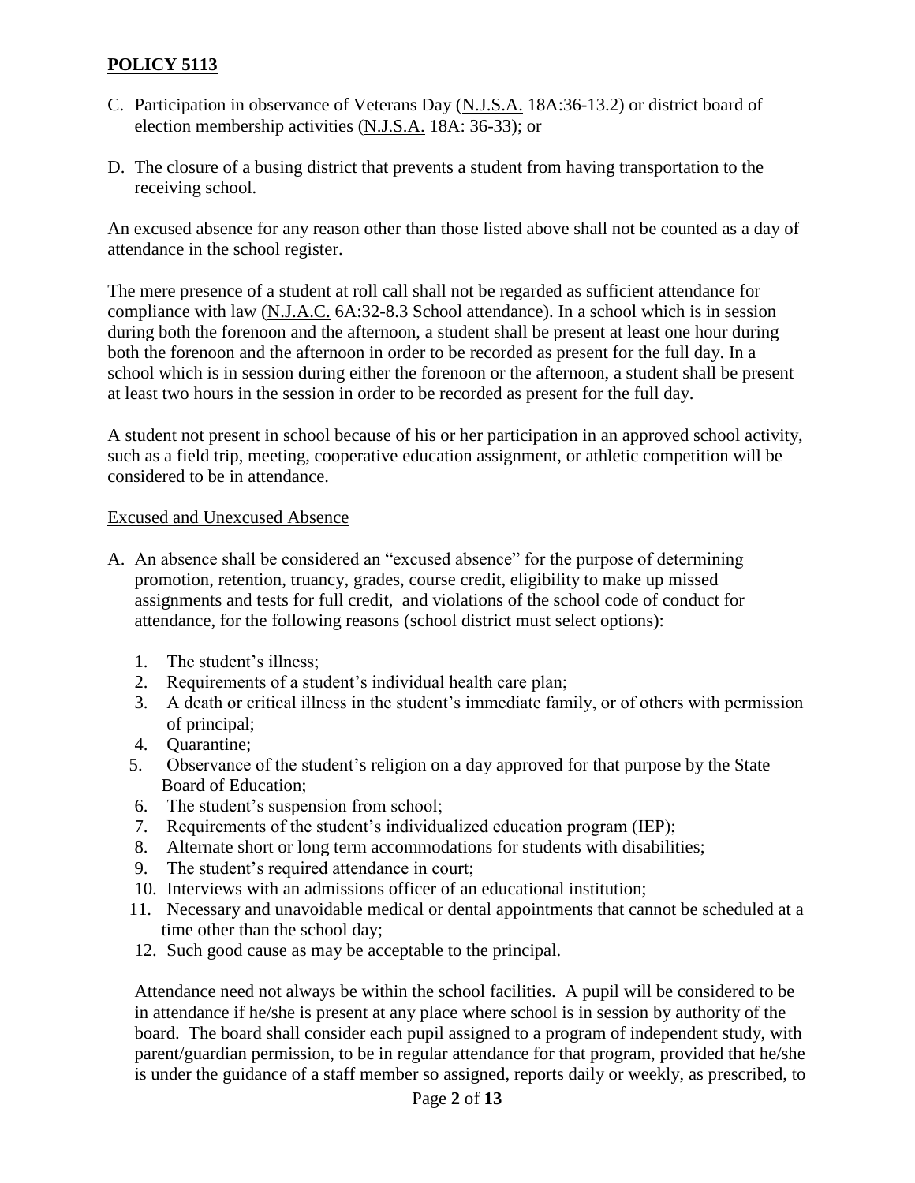C. Participation in observance of Veterans Day (N.J.S.A. 18A:36-13.2) or district board of election membership activities (N.J.S.A. 18A: 36-33); or

D. The closure of a busing district that prevents a student from having transportation to the receiving school.

An excused absence for any reason other than those listed above shall not be counted as a day of attendance in the school register.

The mere presence of a student at roll call shall not be regarded as sufficient attendance for compliance with law (N.J.A.C. 6A:32-8.3 School attendance). In a school which is in session during both the forenoon and the afternoon, a student shall be present at least one hour during both the forenoon and the afternoon in order to be recorded as present for the full day. In a school which is in session during either the forenoon or the afternoon, a student shall be present at least two hours in the session in order to be recorded as present for the full day.

A student not present in school because of his or her participation in an approved school activity, such as a field trip, meeting, cooperative education assignment, or athletic competition will be considered to be in attendance.

Excused and Unexcused Absence

A. An absence shall be considered an "excused absence" for the purpose of determining promotion, retention, truancy, grades, course credit, eligibility to make up missed assignments and tests for full credit, and violations of the school code of conduct for attendance, for the following reasons (school district must select options):

   1. The student's illness;
   2. Requirements of a student's individual health care plan;
   3. A death or critical illness in the student's immediate family, or of others with permission of principal;
   4. Quarantine;
   5. Observance of the student's religion on a day approved for that purpose by the State Board of Education;
   6. The student's suspension from school;
   7. Requirements of the student's individualized education program (IEP);
   8. Alternate short or long term accommodations for students with disabilities;
   9. The student's required attendance in court;
   10. Interviews with an admissions officer of an educational institution;
   11. Necessary and unavoidable medical or dental appointments that cannot be scheduled at a time other than the school day;
   12. Such good cause as may be acceptable to the principal.

   Attendance need not always be within the school facilities. A pupil will be considered to be in attendance if he/she is present at any place where school is in session by authority of the board. The board shall consider each pupil assigned to a program of independent study, with parent/guardian permission, to be in regular attendance for that program, provided that he/she is under the guidance of a staff member so assigned, reports daily or weekly, as prescribed, to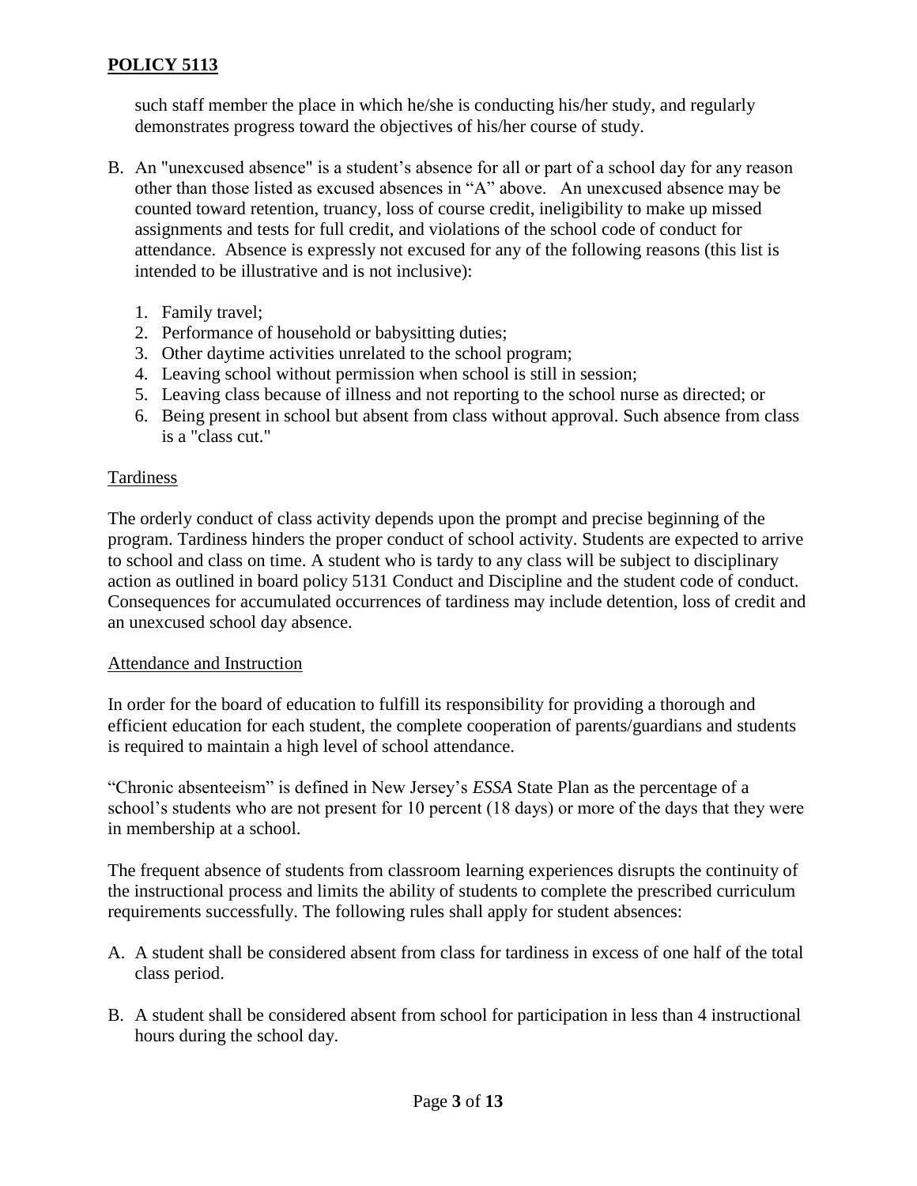such staff member the place in which he/she is conducting his/her study, and regularly demonstrates progress toward the objectives of his/her course of study.

B. An "unexcused absence" is a student's absence for all or part of a school day for any reason other than those listed as excused absences in "A" above. An unexcused absence may be counted toward retention, truancy, loss of course credit, ineligibility to make up missed assignments and tests for full credit, and violations of the school code of conduct for attendance. Absence is expressly not excused for any of the following reasons (this list is intended to be illustrative and is not inclusive):

   1. Family travel;
   2. Performance of household or babysitting duties;
   3. Other daytime activities unrelated to the school program;
   4. Leaving school without permission when school is still in session;
   5. Leaving class because of illness and not reporting to the school nurse as directed; or
   6. Being present in school but absent from class without approval. Such absence from class is a "class cut."

## Tardiness

The orderly conduct of class activity depends upon the prompt and precise beginning of the program. Tardiness hinders the proper conduct of school activity. Students are expected to arrive to school and class on time. A student who is tardy to any class will be subject to disciplinary action as outlined in board policy 5131 Conduct and Discipline and the student code of conduct. Consequences for accumulated occurrences of tardiness may include detention, loss of credit and an unexcused school day absence.

## Attendance and Instruction

In order for the board of education to fulfill its responsibility for providing a thorough and efficient education for each student, the complete cooperation of parents/guardians and students is required to maintain a high level of school attendance.

"Chronic absenteeism" is defined in New Jersey's *ESSA* State Plan as the percentage of a school's students who are not present for 10 percent (18 days) or more of the days that they were in membership at a school.

The frequent absence of students from classroom learning experiences disrupts the continuity of the instructional process and limits the ability of students to complete the prescribed curriculum requirements successfully. The following rules shall apply for student absences:

A. A student shall be considered absent from class for tardiness in excess of one half of the total class period.

B. A student shall be considered absent from school for participation in less than 4 instructional hours during the school day.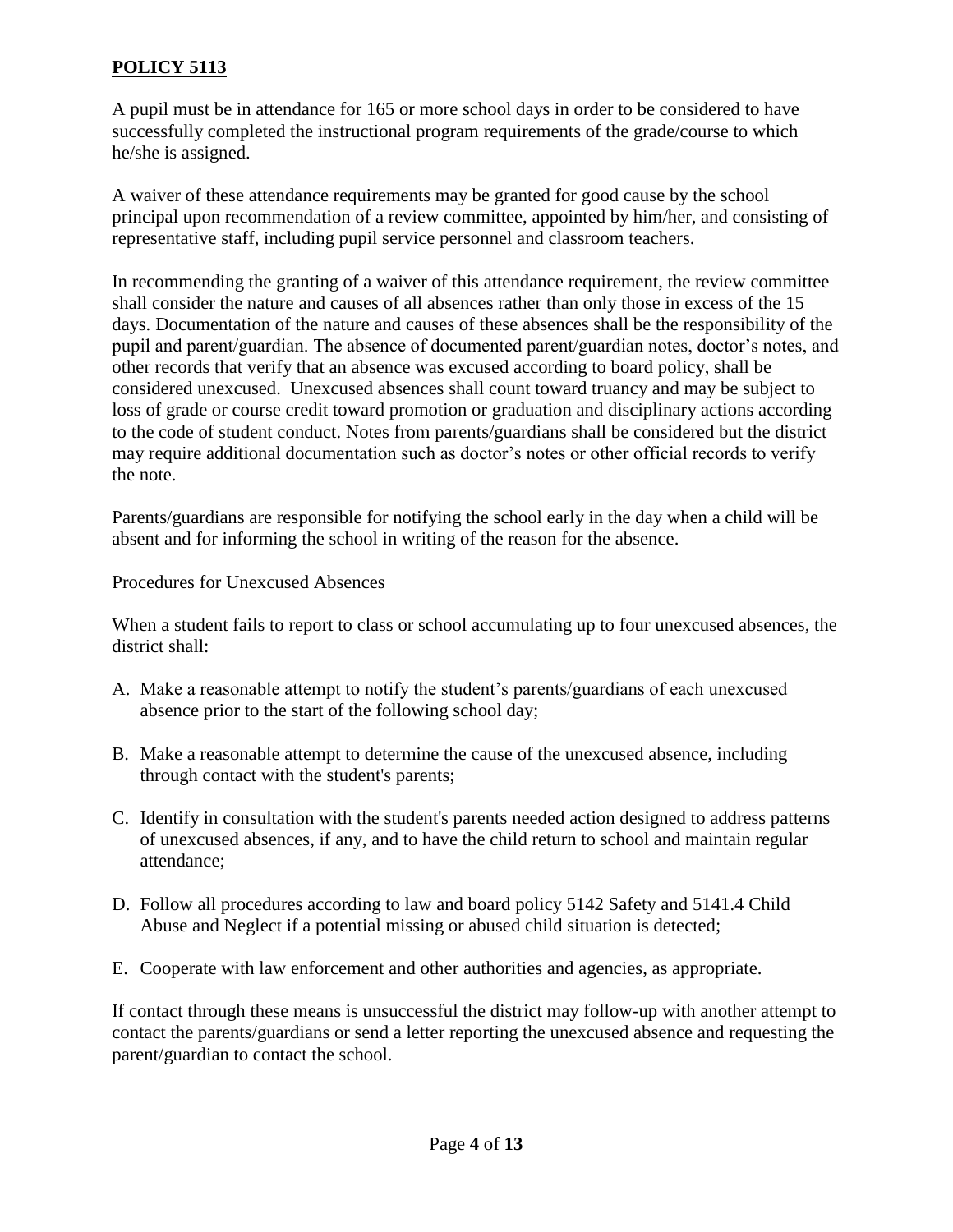**POLICY 5113**

A pupil must be in attendance for 165 or more school days in order to be considered to have successfully completed the instructional program requirements of the grade/course to which he/she is assigned.

A waiver of these attendance requirements may be granted for good cause by the school principal upon recommendation of a review committee, appointed by him/her, and consisting of representative staff, including pupil service personnel and classroom teachers.

In recommending the granting of a waiver of this attendance requirement, the review committee shall consider the nature and causes of all absences rather than only those in excess of the 15 days. Documentation of the nature and causes of these absences shall be the responsibility of the pupil and parent/guardian. The absence of documented parent/guardian notes, doctor's notes, and other records that verify that an absence was excused according to board policy, shall be considered unexcused. Unexcused absences shall count toward truancy and may be subject to loss of grade or course credit toward promotion or graduation and disciplinary actions according to the code of student conduct. Notes from parents/guardians shall be considered but the district may require additional documentation such as doctor's notes or other official records to verify the note.

Parents/guardians are responsible for notifying the school early in the day when a child will be absent and for informing the school in writing of the reason for the absence.

Procedures for Unexcused Absences

When a student fails to report to class or school accumulating up to four unexcused absences, the district shall:

A. Make a reasonable attempt to notify the student's parents/guardians of each unexcused absence prior to the start of the following school day;

B. Make a reasonable attempt to determine the cause of the unexcused absence, including through contact with the student's parents;

C. Identify in consultation with the student's parents needed action designed to address patterns of unexcused absences, if any, and to have the child return to school and maintain regular attendance;

D. Follow all procedures according to law and board policy 5142 Safety and 5141.4 Child Abuse and Neglect if a potential missing or abused child situation is detected;

E. Cooperate with law enforcement and other authorities and agencies, as appropriate.

If contact through these means is unsuccessful the district may follow-up with another attempt to contact the parents/guardians or send a letter reporting the unexcused absence and requesting the parent/guardian to contact the school.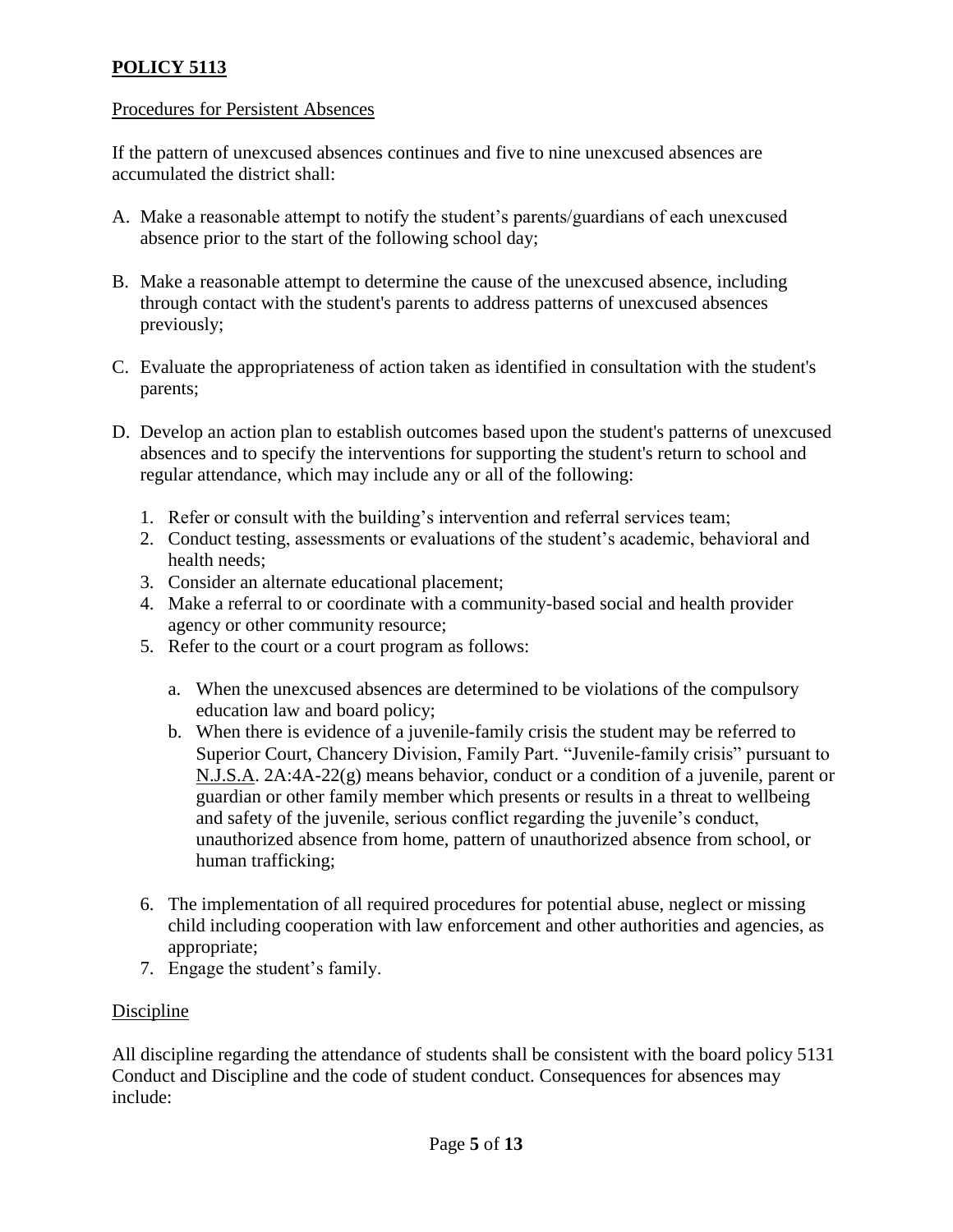**POLICY 5113**

Procedures for Persistent Absences

If the pattern of unexcused absences continues and five to nine unexcused absences are accumulated the district shall:

A. Make a reasonable attempt to notify the student's parents/guardians of each unexcused absence prior to the start of the following school day;

B. Make a reasonable attempt to determine the cause of the unexcused absence, including through contact with the student's parents to address patterns of unexcused absences previously;

C. Evaluate the appropriateness of action taken as identified in consultation with the student's parents;

D. Develop an action plan to establish outcomes based upon the student's patterns of unexcused absences and to specify the interventions for supporting the student's return to school and regular attendance, which may include any or all of the following:

   1. Refer or consult with the building's intervention and referral services team;
   2. Conduct testing, assessments or evaluations of the student's academic, behavioral and health needs;
   3. Consider an alternate educational placement;
   4. Make a referral to or coordinate with a community-based social and health provider agency or other community resource;
   5. Refer to the court or a court program as follows:

      a. When the unexcused absences are determined to be violations of the compulsory education law and board policy;
      b. When there is evidence of a juvenile-family crisis the student may be referred to Superior Court, Chancery Division, Family Part. "Juvenile-family crisis" pursuant to N.J.S.A. 2A:4A-22(g) means behavior, conduct or a condition of a juvenile, parent or guardian or other family member which presents or results in a threat to wellbeing and safety of the juvenile, serious conflict regarding the juvenile's conduct, unauthorized absence from home, pattern of unauthorized absence from school, or human trafficking;

   6. The implementation of all required procedures for potential abuse, neglect or missing child including cooperation with law enforcement and other authorities and agencies, as appropriate;
   7. Engage the student's family.

Discipline

All discipline regarding the attendance of students shall be consistent with the board policy 5131 Conduct and Discipline and the code of student conduct. Consequences for absences may include: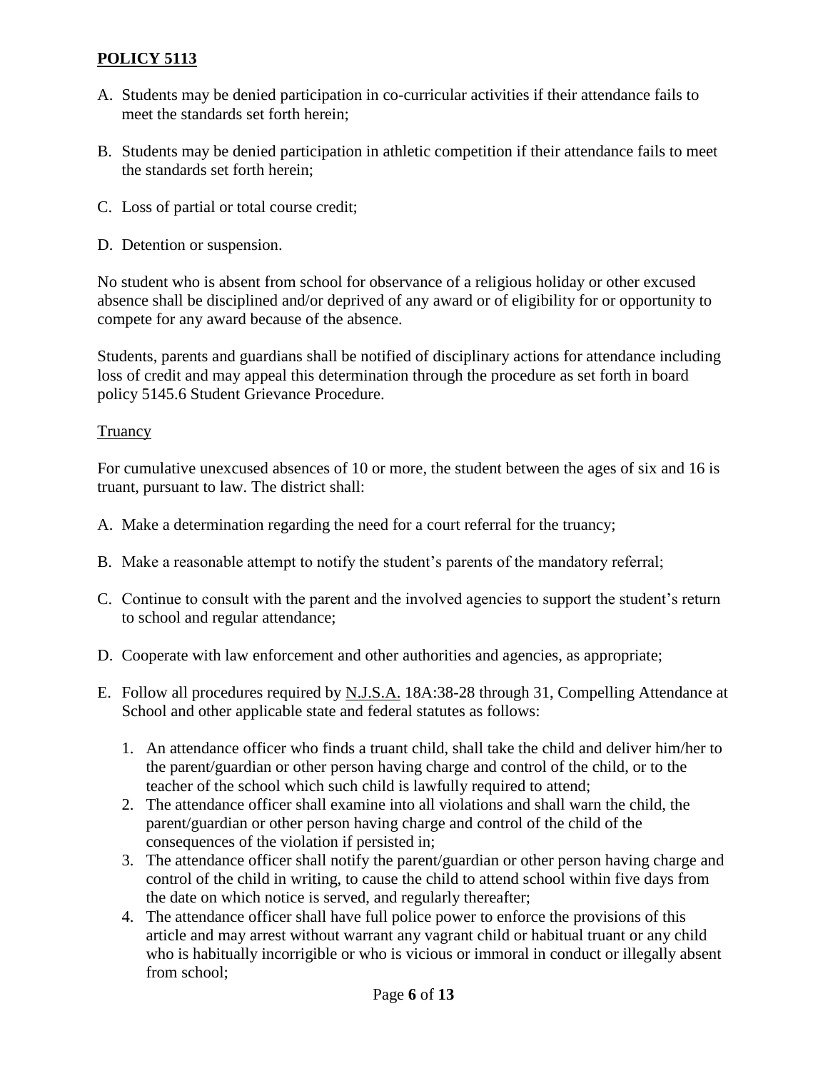**POLICY 5113**

A. Students may be denied participation in co-curricular activities if their attendance fails to meet the standards set forth herein;

B. Students may be denied participation in athletic competition if their attendance fails to meet the standards set forth herein;

C. Loss of partial or total course credit;

D. Detention or suspension.

No student who is absent from school for observance of a religious holiday or other excused absence shall be disciplined and/or deprived of any award or of eligibility for or opportunity to compete for any award because of the absence.

Students, parents and guardians shall be notified of disciplinary actions for attendance including loss of credit and may appeal this determination through the procedure as set forth in board policy 5145.6 Student Grievance Procedure.

Truancy

For cumulative unexcused absences of 10 or more, the student between the ages of six and 16 is truant, pursuant to law. The district shall:

A. Make a determination regarding the need for a court referral for the truancy;

B. Make a reasonable attempt to notify the student's parents of the mandatory referral;

C. Continue to consult with the parent and the involved agencies to support the student's return to school and regular attendance;

D. Cooperate with law enforcement and other authorities and agencies, as appropriate;

E. Follow all procedures required by N.J.S.A. 18A:38-28 through 31, Compelling Attendance at School and other applicable state and federal statutes as follows:

   1. An attendance officer who finds a truant child, shall take the child and deliver him/her to the parent/guardian or other person having charge and control of the child, or to the teacher of the school which such child is lawfully required to attend;
   2. The attendance officer shall examine into all violations and shall warn the child, the parent/guardian or other person having charge and control of the child of the consequences of the violation if persisted in;
   3. The attendance officer shall notify the parent/guardian or other person having charge and control of the child in writing, to cause the child to attend school within five days from the date on which notice is served, and regularly thereafter;
   4. The attendance officer shall have full police power to enforce the provisions of this article and may arrest without warrant any vagrant child or habitual truant or any child who is habitually incorrigible or who is vicious or immoral in conduct or illegally absent from school;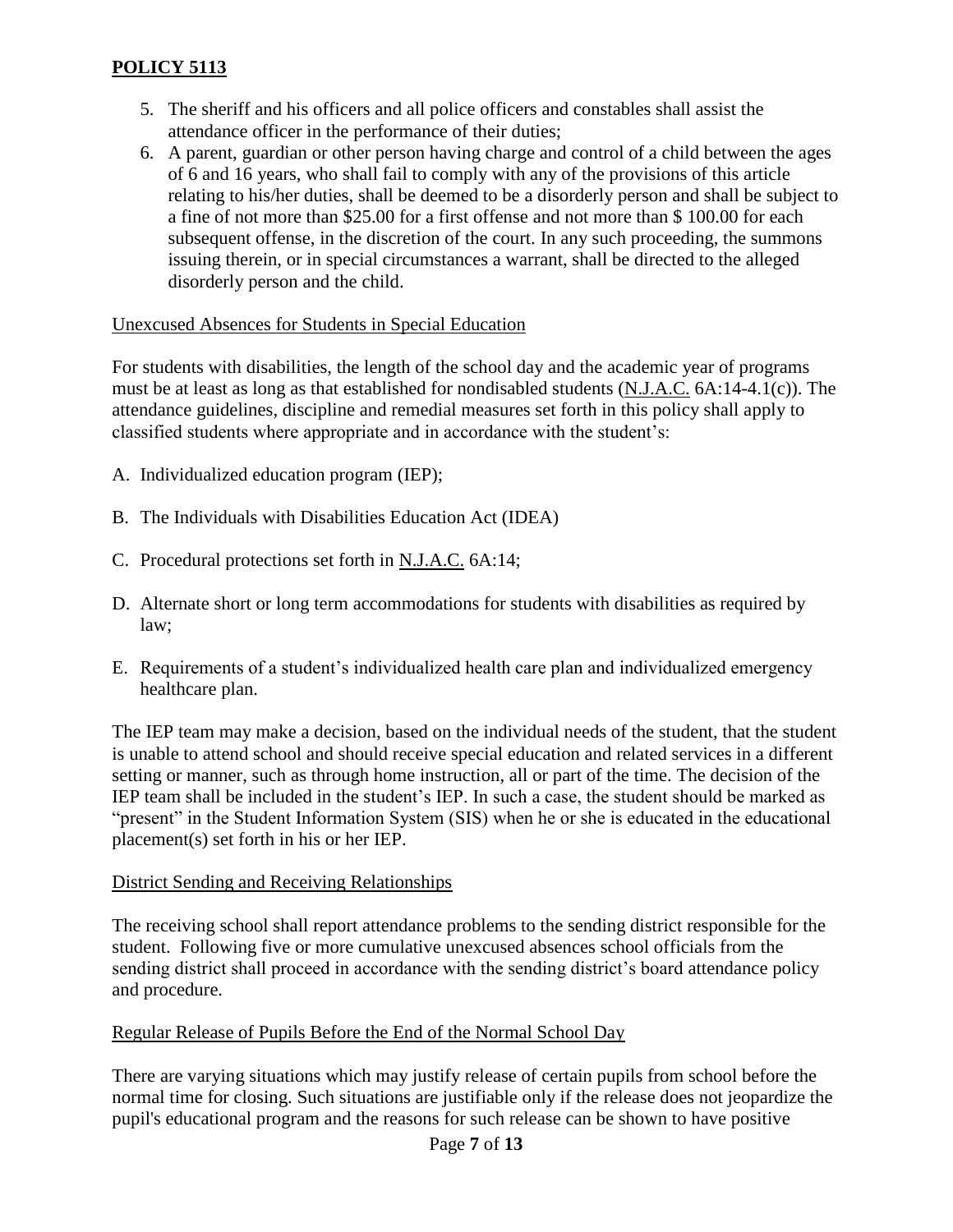5. The sheriff and his officers and all police officers and constables shall assist the attendance officer in the performance of their duties;
6. A parent, guardian or other person having charge and control of a child between the ages of 6 and 16 years, who shall fail to comply with any of the provisions of this article relating to his/her duties, shall be deemed to be a disorderly person and shall be subject to a fine of not more than $25.00 for a first offense and not more than $ 100.00 for each subsequent offense, in the discretion of the court. In any such proceeding, the summons issuing therein, or in special circumstances a warrant, shall be directed to the alleged disorderly person and the child.

Unexcused Absences for Students in Special Education

For students with disabilities, the length of the school day and the academic year of programs must be at least as long as that established for nondisabled students (N.J.A.C. 6A:14-4.1(c)). The attendance guidelines, discipline and remedial measures set forth in this policy shall apply to classified students where appropriate and in accordance with the student's:

A. Individualized education program (IEP);

B. The Individuals with Disabilities Education Act (IDEA)

C. Procedural protections set forth in N.J.A.C. 6A:14;

D. Alternate short or long term accommodations for students with disabilities as required by law;

E. Requirements of a student's individualized health care plan and individualized emergency healthcare plan.

The IEP team may make a decision, based on the individual needs of the student, that the student is unable to attend school and should receive special education and related services in a different setting or manner, such as through home instruction, all or part of the time. The decision of the IEP team shall be included in the student's IEP. In such a case, the student should be marked as "present" in the Student Information System (SIS) when he or she is educated in the educational placement(s) set forth in his or her IEP.

District Sending and Receiving Relationships

The receiving school shall report attendance problems to the sending district responsible for the student. Following five or more cumulative unexcused absences school officials from the sending district shall proceed in accordance with the sending district's board attendance policy and procedure.

Regular Release of Pupils Before the End of the Normal School Day

There are varying situations which may justify release of certain pupils from school before the normal time for closing. Such situations are justifiable only if the release does not jeopardize the pupil's educational program and the reasons for such release can be shown to have positive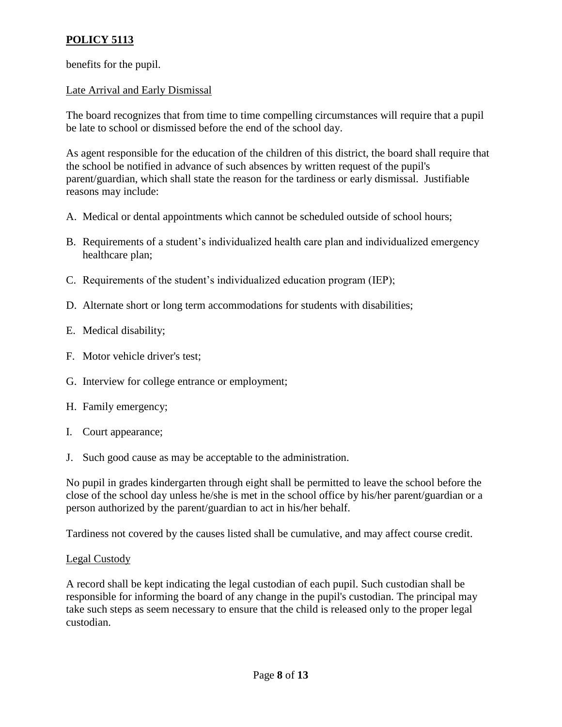benefits for the pupil.

Late Arrival and Early Dismissal

The board recognizes that from time to time compelling circumstances will require that a pupil be late to school or dismissed before the end of the school day.

As agent responsible for the education of the children of this district, the board shall require that the school be notified in advance of such absences by written request of the pupil's parent/guardian, which shall state the reason for the tardiness or early dismissal. Justifiable reasons may include:

A. Medical or dental appointments which cannot be scheduled outside of school hours;

B. Requirements of a student's individualized health care plan and individualized emergency healthcare plan;

C. Requirements of the student's individualized education program (IEP);

D. Alternate short or long term accommodations for students with disabilities;

E. Medical disability;

F. Motor vehicle driver's test;

G. Interview for college entrance or employment;

H. Family emergency;

I. Court appearance;

J. Such good cause as may be acceptable to the administration.

No pupil in grades kindergarten through eight shall be permitted to leave the school before the close of the school day unless he/she is met in the school office by his/her parent/guardian or a person authorized by the parent/guardian to act in his/her behalf.

Tardiness not covered by the causes listed shall be cumulative, and may affect course credit.

Legal Custody

A record shall be kept indicating the legal custodian of each pupil. Such custodian shall be responsible for informing the board of any change in the pupil's custodian. The principal may take such steps as seem necessary to ensure that the child is released only to the proper legal custodian.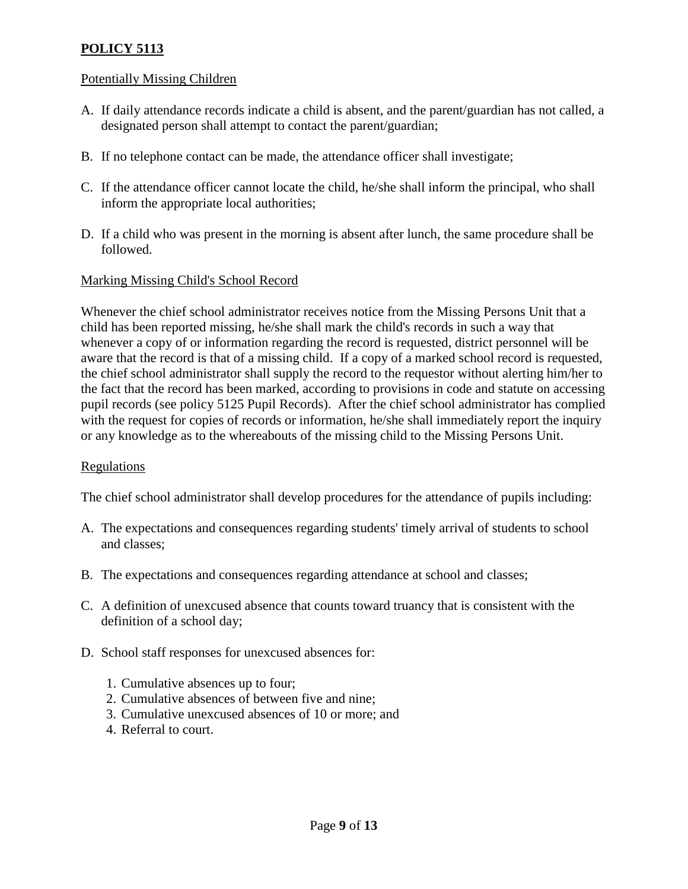**POLICY 5113**

Potentially Missing Children

A. If daily attendance records indicate a child is absent, and the parent/guardian has not called, a designated person shall attempt to contact the parent/guardian;

B. If no telephone contact can be made, the attendance officer shall investigate;

C. If the attendance officer cannot locate the child, he/she shall inform the principal, who shall inform the appropriate local authorities;

D. If a child who was present in the morning is absent after lunch, the same procedure shall be followed.

Marking Missing Child's School Record

Whenever the chief school administrator receives notice from the Missing Persons Unit that a child has been reported missing, he/she shall mark the child's records in such a way that whenever a copy of or information regarding the record is requested, district personnel will be aware that the record is that of a missing child. If a copy of a marked school record is requested, the chief school administrator shall supply the record to the requestor without alerting him/her to the fact that the record has been marked, according to provisions in code and statute on accessing pupil records (see policy 5125 Pupil Records). After the chief school administrator has complied with the request for copies of records or information, he/she shall immediately report the inquiry or any knowledge as to the whereabouts of the missing child to the Missing Persons Unit.

Regulations

The chief school administrator shall develop procedures for the attendance of pupils including:

A. The expectations and consequences regarding students' timely arrival of students to school and classes;

B. The expectations and consequences regarding attendance at school and classes;

C. A definition of unexcused absence that counts toward truancy that is consistent with the definition of a school day;

D. School staff responses for unexcused absences for:

   1. Cumulative absences up to four;
   2. Cumulative absences of between five and nine;
   3. Cumulative unexcused absences of 10 or more; and
   4. Referral to court.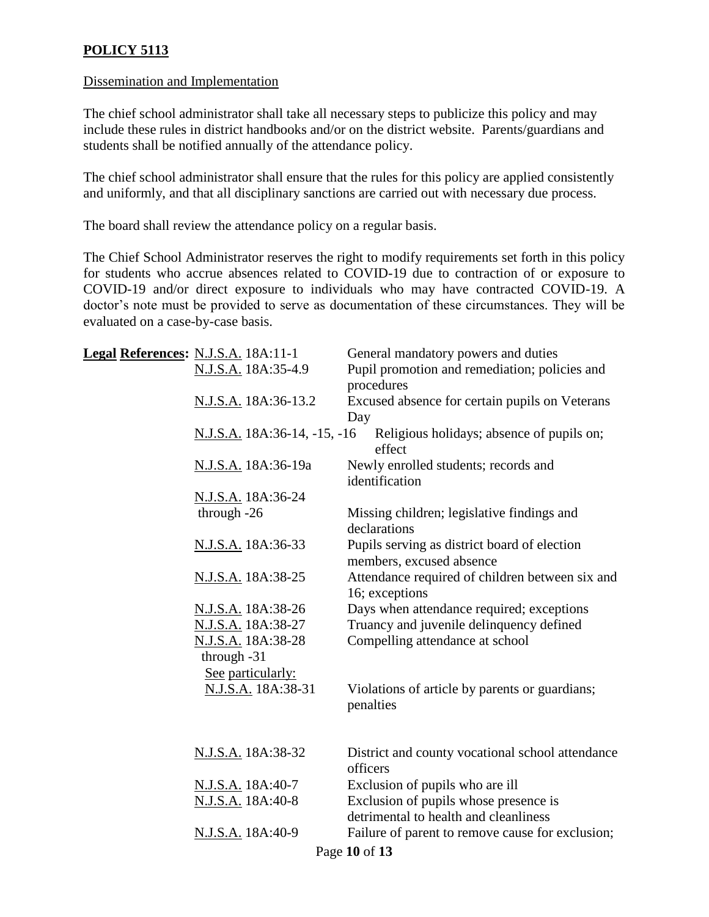**POLICY 5113**

Dissemination and Implementation

The chief school administrator shall take all necessary steps to publicize this policy and may include these rules in district handbooks and/or on the district website. Parents/guardians and students shall be notified annually of the attendance policy.

The chief school administrator shall ensure that the rules for this policy are applied consistently and uniformly, and that all disciplinary sanctions are carried out with necessary due process.

The board shall review the attendance policy on a regular basis.

The Chief School Administrator reserves the right to modify requirements set forth in this policy for students who accrue absences related to COVID-19 due to contraction of or exposure to COVID-19 and/or direct exposure to individuals who may have contracted COVID-19. A doctor's note must be provided to serve as documentation of these circumstances. They will be evaluated on a case-by-case basis.

**Legal References:**

| | |
|---|---|
| N.J.S.A. 18A:11-1 | General mandatory powers and duties |
| N.J.S.A. 18A:35-4.9 | Pupil promotion and remediation; policies and procedures |
| N.J.S.A. 18A:36-13.2 | Excused absence for certain pupils on Veterans Day |
| N.J.S.A. 18A:36-14, -15, -16 | Religious holidays; absence of pupils on; effect |
| N.J.S.A. 18A:36-19a | Newly enrolled students; records and identification |
| N.J.S.A. 18A:36-24 through -26 | Missing children; legislative findings and declarations |
| N.J.S.A. 18A:36-33 | Pupils serving as district board of election members, excused absence |
| N.J.S.A. 18A:38-25 | Attendance required of children between six and 16; exceptions |
| N.J.S.A. 18A:38-26 | Days when attendance required; exceptions |
| N.J.S.A. 18A:38-27 | Truancy and juvenile delinquency defined |
| N.J.S.A. 18A:38-28 through -31 | Compelling attendance at school |
| See particularly: N.J.S.A. 18A:38-31 | Violations of article by parents or guardians; penalties |
| N.J.S.A. 18A:38-32 | District and county vocational school attendance officers |
| N.J.S.A. 18A:40-7 | Exclusion of pupils who are ill |
| N.J.S.A. 18A:40-8 | Exclusion of pupils whose presence is detrimental to health and cleanliness |
| N.J.S.A. 18A:40-9 | Failure of parent to remove cause for exclusion; |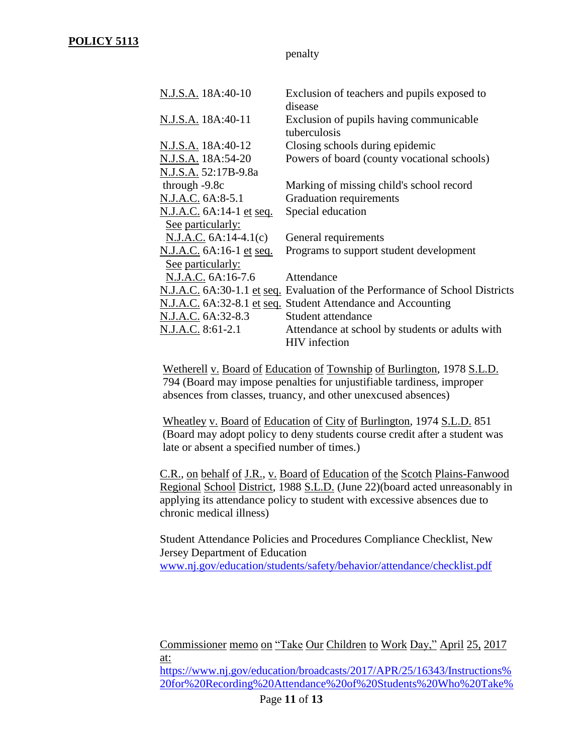penalty

| | |
|---|---|
| N.J.S.A. 18A:40-10 | Exclusion of teachers and pupils exposed to disease |
| N.J.S.A. 18A:40-11 | Exclusion of pupils having communicable tuberculosis |
| N.J.S.A. 18A:40-12 | Closing schools during epidemic |
| N.J.S.A. 18A:54-20 | Powers of board (county vocational schools) |
| N.J.S.A. 52:17B-9.8a through -9.8c | Marking of missing child's school record |
| N.J.A.C. 6A:8-5.1 | Graduation requirements |
| N.J.A.C. 6A:14-1 et seq. | Special education |
| See particularly: N.J.A.C. 6A:14-4.1(c) | General requirements |
| N.J.A.C. 6A:16-1 et seq. | Programs to support student development |
| See particularly: N.J.A.C. 6A:16-7.6 | Attendance |
| N.J.A.C. 6A:30-1.1 et seq. | Evaluation of the Performance of School Districts |
| N.J.A.C. 6A:32-8.1 et seq. | Student Attendance and Accounting |
| N.J.A.C. 6A:32-8.3 | Student attendance |
| N.J.A.C. 8:61-2.1 | Attendance at school by students or adults with HIV infection |

Wetherell v. Board of Education of Township of Burlington, 1978 S.L.D. 794 (Board may impose penalties for unjustifiable tardiness, improper absences from classes, truancy, and other unexcused absences)

Wheatley v. Board of Education of City of Burlington, 1974 S.L.D. 851 (Board may adopt policy to deny students course credit after a student was late or absent a specified number of times.)

C.R., on behalf of J.R., v. Board of Education of the Scotch Plains-Fanwood Regional School District, 1988 S.L.D. (June 22)(board acted unreasonably in applying its attendance policy to student with excessive absences due to chronic medical illness)

Student Attendance Policies and Procedures Compliance Checklist, New Jersey Department of Education
www.nj.gov/education/students/safety/behavior/attendance/checklist.pdf

Commissioner memo on "Take Our Children to Work Day," April 25, 2017 at:
https://www.nj.gov/education/broadcasts/2017/APR/25/16343/Instructions%20for%20Recording%20Attendance%20of%20Students%20Who%20Take%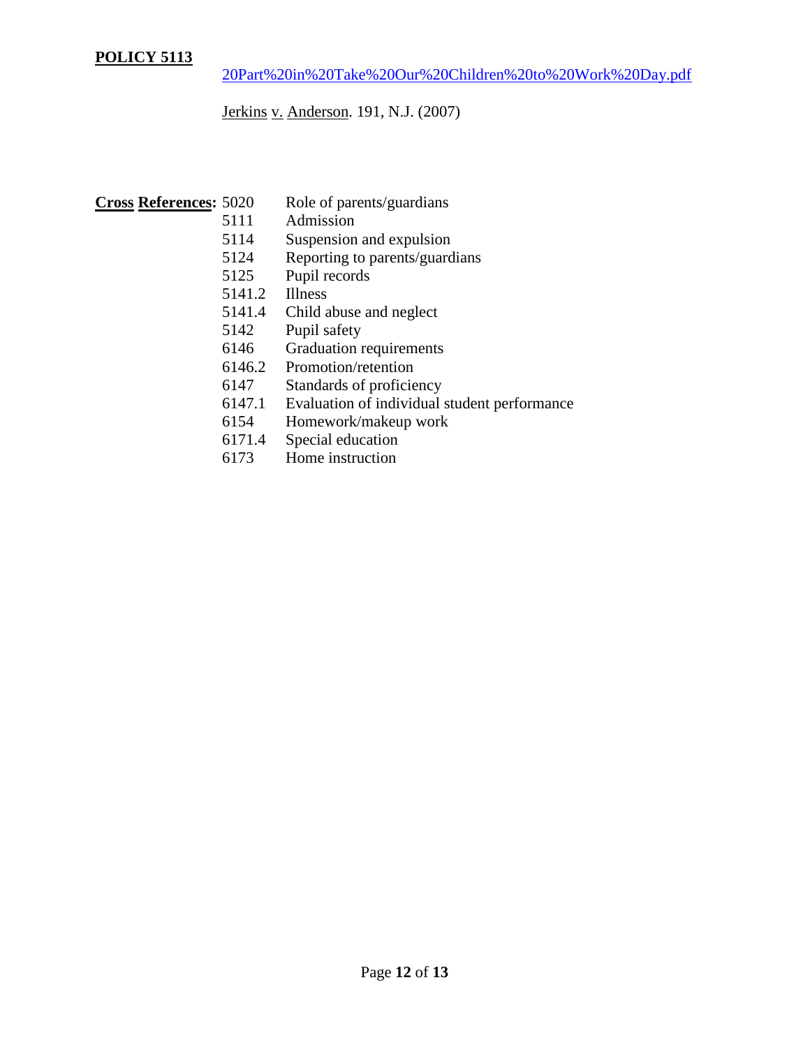20Part%20in%20Take%20Our%20Children%20to%20Work%20Day.pdf

Jerkins v. Anderson. 191, N.J. (2007)

**Cross References:**

| | |
|---|---|
| 5020 | Role of parents/guardians |
| 5111 | Admission |
| 5114 | Suspension and expulsion |
| 5124 | Reporting to parents/guardians |
| 5125 | Pupil records |
| 5141.2 | Illness |
| 5141.4 | Child abuse and neglect |
| 5142 | Pupil safety |
| 6146 | Graduation requirements |
| 6146.2 | Promotion/retention |
| 6147 | Standards of proficiency |
| 6147.1 | Evaluation of individual student performance |
| 6154 | Homework/makeup work |
| 6171.4 | Special education |
| 6173 | Home instruction |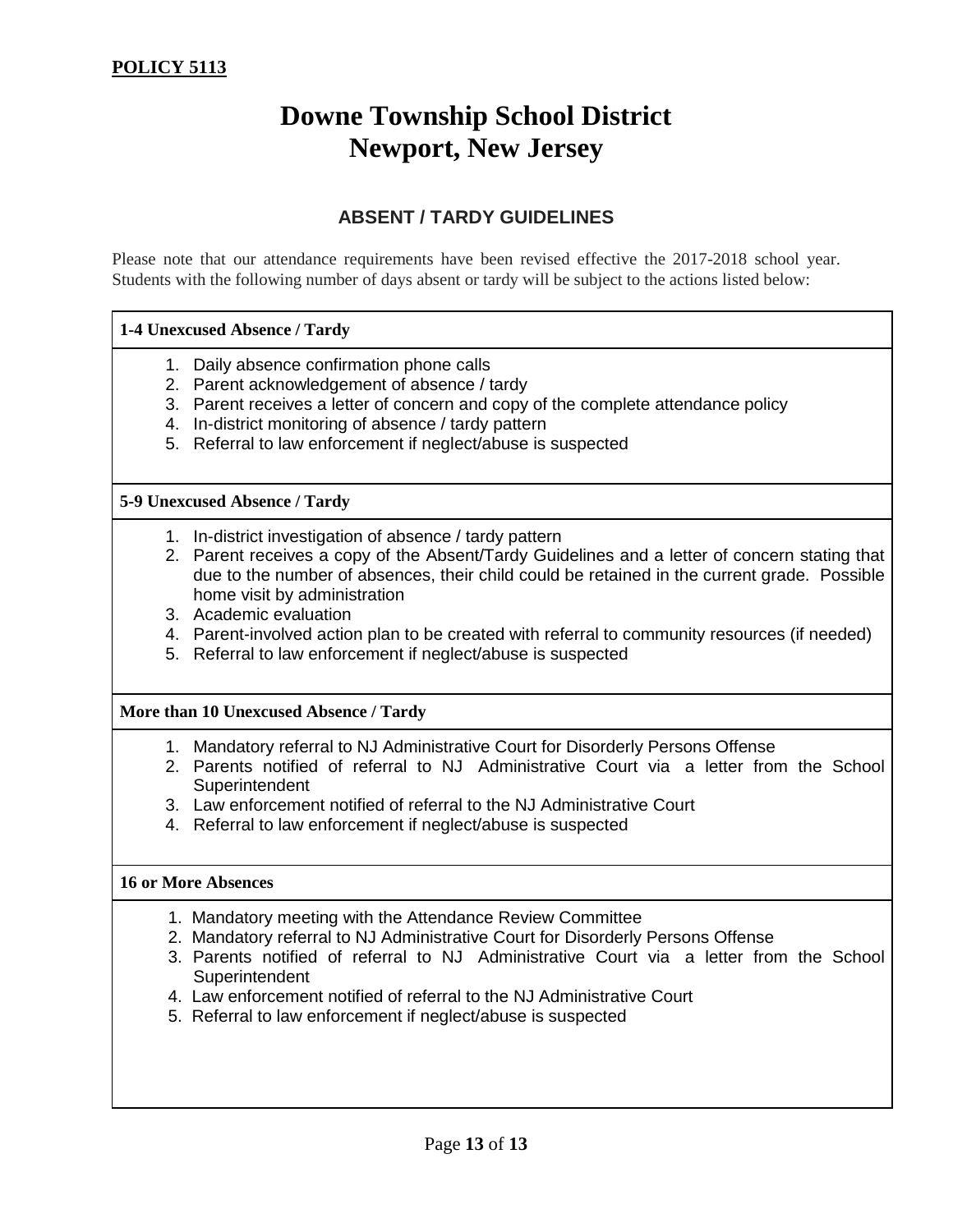**POLICY 5113**

# Downe Township School District
# Newport, New Jersey

## ABSENT / TARDY GUIDELINES

Please note that our attendance requirements have been revised effective the 2017-2018 school year. Students with the following number of days absent or tardy will be subject to the actions listed below:

**1-4 Unexcused Absence / Tardy**

1. Daily absence confirmation phone calls
2. Parent acknowledgement of absence / tardy
3. Parent receives a letter of concern and copy of the complete attendance policy
4. In-district monitoring of absence / tardy pattern
5. Referral to law enforcement if neglect/abuse is suspected

**5-9 Unexcused Absence / Tardy**

1. In-district investigation of absence / tardy pattern
2. Parent receives a copy of the Absent/Tardy Guidelines and a letter of concern stating that due to the number of absences, their child could be retained in the current grade. Possible home visit by administration
3. Academic evaluation
4. Parent-involved action plan to be created with referral to community resources (if needed)
5. Referral to law enforcement if neglect/abuse is suspected

**More than 10 Unexcused Absence / Tardy**

1. Mandatory referral to NJ Administrative Court for Disorderly Persons Offense
2. Parents notified of referral to NJ Administrative Court via a letter from the School Superintendent
3. Law enforcement notified of referral to the NJ Administrative Court
4. Referral to law enforcement if neglect/abuse is suspected

**16 or More Absences**

1. Mandatory meeting with the Attendance Review Committee
2. Mandatory referral to NJ Administrative Court for Disorderly Persons Offense
3. Parents notified of referral to NJ Administrative Court via a letter from the School Superintendent
4. Law enforcement notified of referral to the NJ Administrative Court
5. Referral to law enforcement if neglect/abuse is suspected